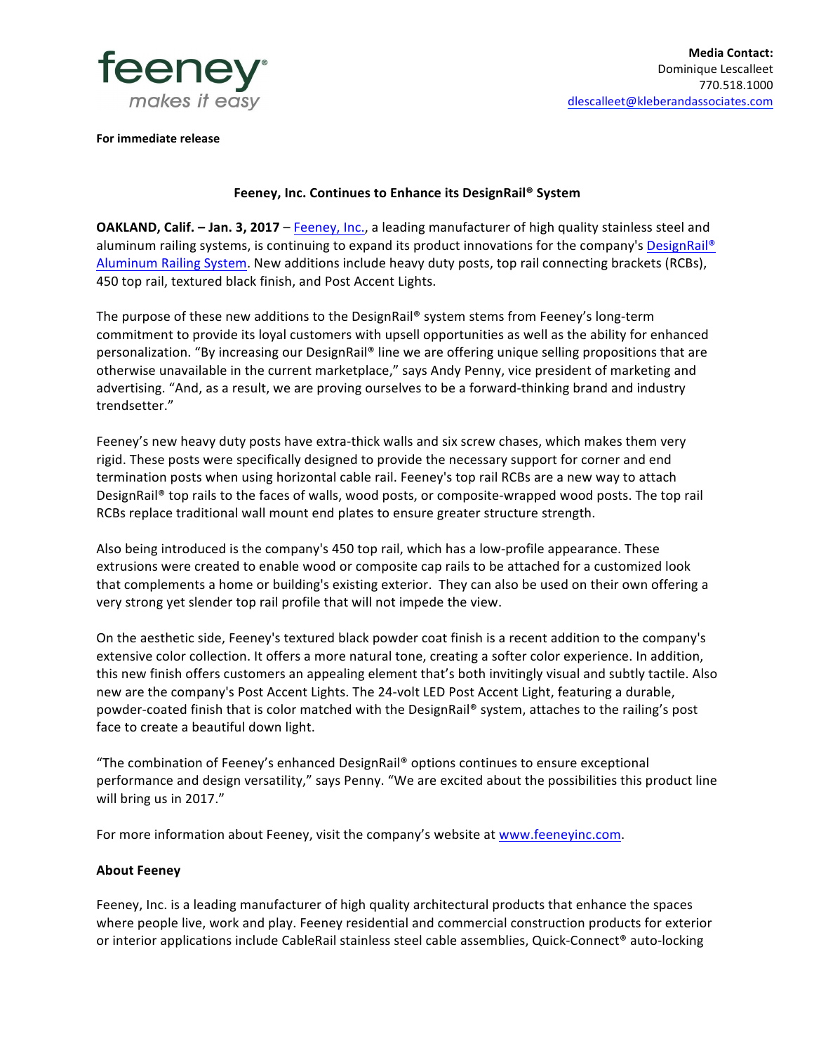feeney
*makes it easy*

**Media Contact:**
Dominique Lescalleet
770.518.1000
dlescalleet@kleberandassociates.com

**For immediate release**

**Feeney, Inc. Continues to Enhance its DesignRail® System**

**OAKLAND, Calif. – Jan. 3, 2017** – Feeney, Inc., a leading manufacturer of high quality stainless steel and aluminum railing systems, is continuing to expand its product innovations for the company's DesignRail® Aluminum Railing System. New additions include heavy duty posts, top rail connecting brackets (RCBs), 450 top rail, textured black finish, and Post Accent Lights.

The purpose of these new additions to the DesignRail® system stems from Feeney's long-term commitment to provide its loyal customers with upsell opportunities as well as the ability for enhanced personalization. "By increasing our DesignRail® line we are offering unique selling propositions that are otherwise unavailable in the current marketplace," says Andy Penny, vice president of marketing and advertising. "And, as a result, we are proving ourselves to be a forward-thinking brand and industry trendsetter."

Feeney's new heavy duty posts have extra-thick walls and six screw chases, which makes them very rigid. These posts were specifically designed to provide the necessary support for corner and end termination posts when using horizontal cable rail. Feeney's top rail RCBs are a new way to attach DesignRail® top rails to the faces of walls, wood posts, or composite-wrapped wood posts. The top rail RCBs replace traditional wall mount end plates to ensure greater structure strength.

Also being introduced is the company's 450 top rail, which has a low-profile appearance. These extrusions were created to enable wood or composite cap rails to be attached for a customized look that complements a home or building's existing exterior. They can also be used on their own offering a very strong yet slender top rail profile that will not impede the view.

On the aesthetic side, Feeney's textured black powder coat finish is a recent addition to the company's extensive color collection. It offers a more natural tone, creating a softer color experience. In addition, this new finish offers customers an appealing element that's both invitingly visual and subtly tactile. Also new are the company's Post Accent Lights. The 24-volt LED Post Accent Light, featuring a durable, powder-coated finish that is color matched with the DesignRail® system, attaches to the railing's post face to create a beautiful down light.

"The combination of Feeney's enhanced DesignRail® options continues to ensure exceptional performance and design versatility," says Penny. "We are excited about the possibilities this product line will bring us in 2017."

For more information about Feeney, visit the company's website at www.feeneyinc.com.

**About Feeney**

Feeney, Inc. is a leading manufacturer of high quality architectural products that enhance the spaces where people live, work and play. Feeney residential and commercial construction products for exterior or interior applications include CableRail stainless steel cable assemblies, Quick-Connect® auto-locking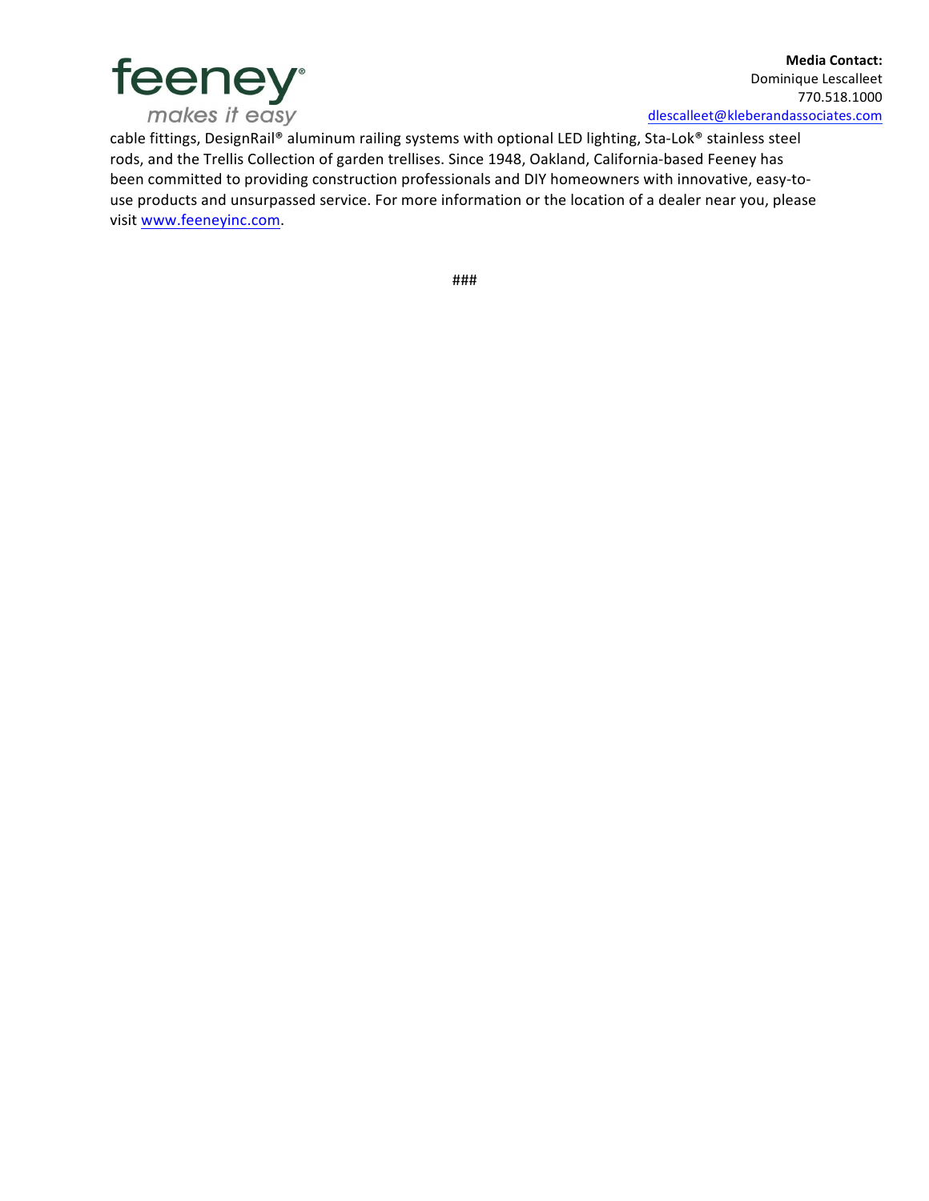**Media Contact:**
Dominique Lescalleet
770.518.1000
dlescalleet@kleberandassociates.com

cable fittings, DesignRail® aluminum railing systems with optional LED lighting, Sta-Lok® stainless steel rods, and the Trellis Collection of garden trellises. Since 1948, Oakland, California-based Feeney has been committed to providing construction professionals and DIY homeowners with innovative, easy-to-use products and unsurpassed service. For more information or the location of a dealer near you, please visit www.feeneyinc.com.

###